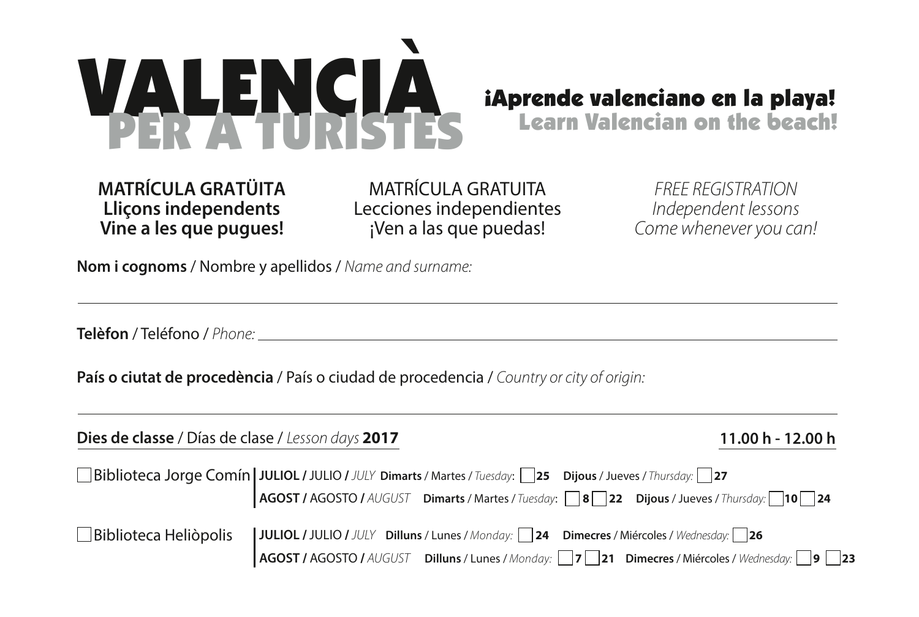# VALENCIÀ PER A TURISTES

## ¡Aprende valenciano en la playa!
## Learn Valencian on the beach!

**MATRÍCULA GRATÜITA**
**Lliçons independents**
**Vine a les que pugues!**

MATRÍCULA GRATUITA
Lecciones independientes
¡Ven a las que puedas!

*FREE REGISTRATION*
*Independent lessons*
*Come whenever you can!*

**Nom i cognoms** / Nombre y apellidos / *Name and surname:*

---

**Telèfon** / Teléfono / *Phone:* ______________________________

**País o ciutat de procedència** / País o ciudad de procedencia / *Country or city of origin:*

---

**Dies de classe** / Días de clase / *Lesson days* **2017** — **11.00 h - 12.00 h**

☐ Biblioteca Jorge Comín
- **JULIOL /** JULIO **/** *JULY* **Dimarts** / Martes / *Tuesday*: ☐ **25** **Dijous** / Jueves / *Thursday:* ☐ **27**
- **AGOST /** AGOSTO **/** *AUGUST* **Dimarts** / Martes / *Tuesday*: ☐ **8** ☐ **22** **Dijous** / Jueves / *Thursday:* ☐ **10** ☐ **24**

☐ Biblioteca Heliòpolis
- **JULIOL /** JULIO **/** *JULY* **Dilluns** / Lunes / *Monday:* ☐ **24** **Dimecres** / Miércoles / *Wednesday:* ☐ **26**
- **AGOST /** AGOSTO **/** *AUGUST* **Dilluns** / Lunes / *Monday:* ☐ **7** ☐ **21** **Dimecres** / Miércoles / *Wednesday:* ☐ **9** ☐ **23**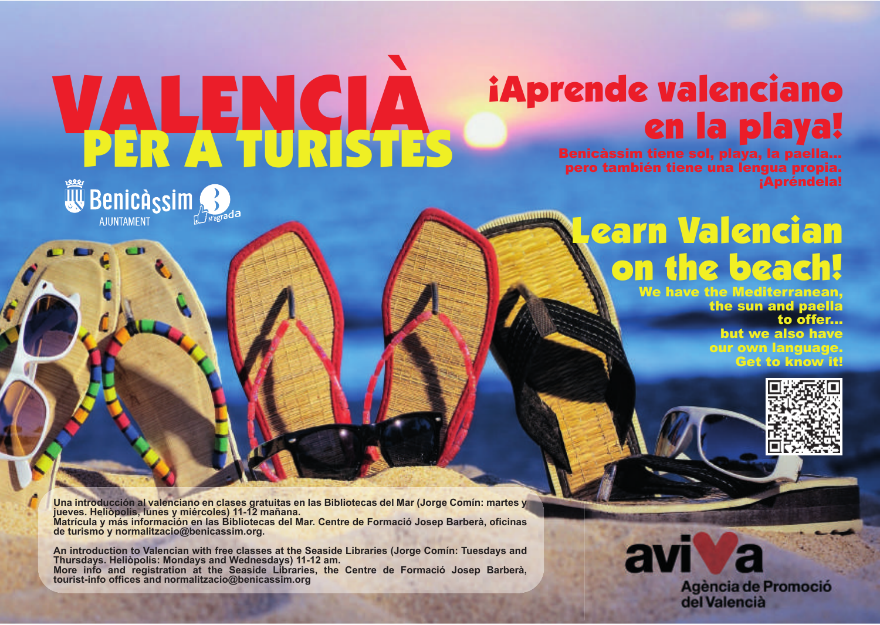# VALENCIÀ PER A TURISTES

Benicàssim AJUNTAMENT

M'agrada

## ¡Aprende valenciano en la playa!

**Benicàssim tiene sol, playa, la paella... pero también tiene una lengua propia. ¡Apréndela!**

## Learn Valencian on the beach!

**We have the Mediterranean, the sun and paella to offer... but we also have our own language. Get to know it!**

**Una introducción al valenciano en clases gratuitas en las Bibliotecas del Mar (Jorge Comín: martes y jueves. Heliòpolis, lunes y miércoles) 11-12 mañana.**
**Matrícula y más información en las Bibliotecas del Mar. Centre de Formació Josep Barberà, oficinas de turismo y normalitzacio@benicassim.org.**

**An introduction to Valencian with free classes at the Seaside Libraries (Jorge Comín: Tuesdays and Thursdays. Heliòpolis: Mondays and Wednesdays) 11-12 am.**
**More info and registration at the Seaside Libraries, the Centre de Formació Josep Barberà, tourist-info offices and normalitzacio@benicassim.org**

aviva
Agència de Promoció del Valencià